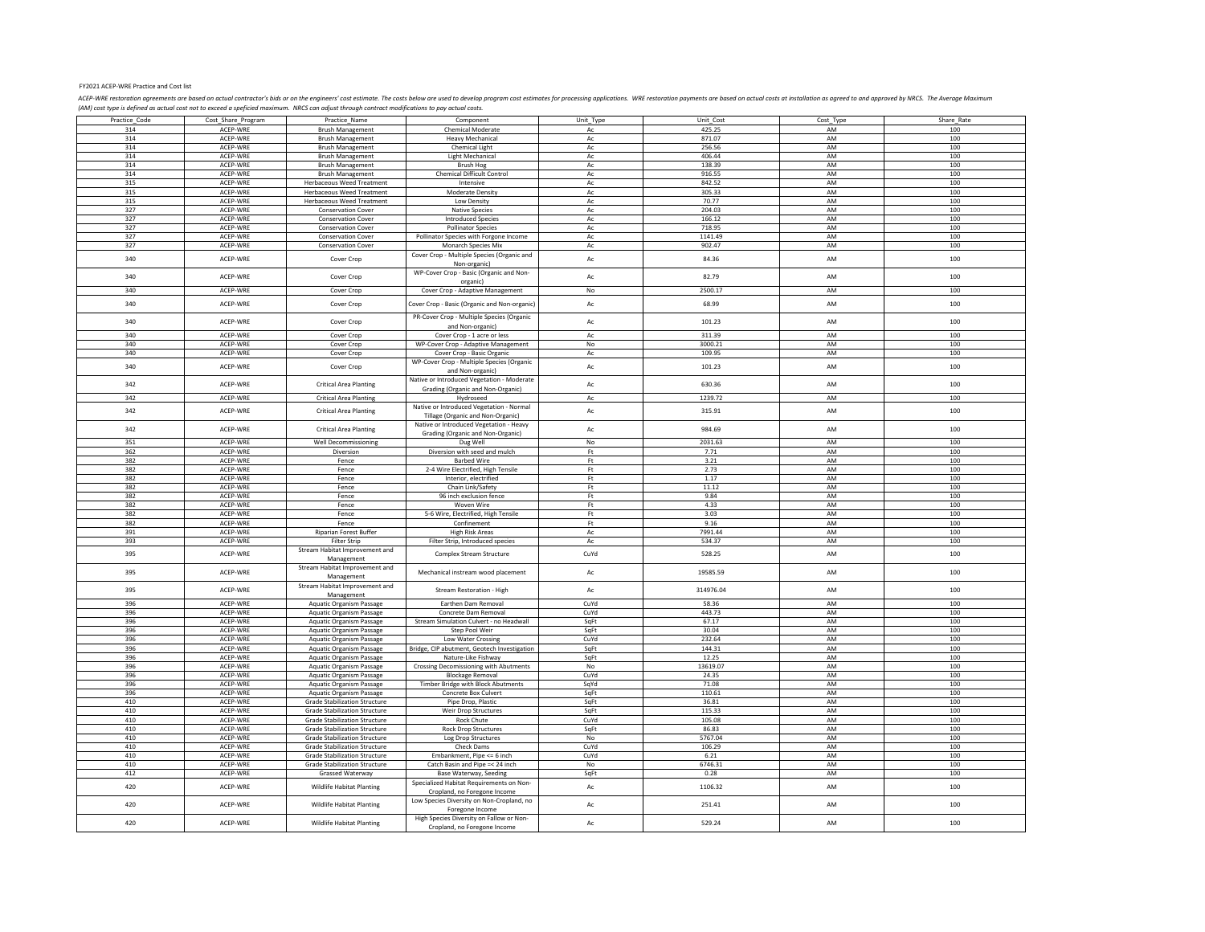FY2021 ACEP-WRE Practice and Cost list

*ACEP-WRE restoration agreements are based on actual contractor's bids or on the engineers' cost estimate. The costs below are used to develop program cost estimates for processing applications. WRE restoration payments are based on actual costs at installation as agreed to and approved by NRCS. The Average Maximum (AM) cost type is defined as actual cost not to exceed a speficied maximum. NRCS can adjust through contract modifications to pay actual costs.*

| Practice_Code | Cost_Share_Program | Practice_Name | Component | Unit_Type | Unit_Cost | Cost_Type | Share_Rate |
|---|---|---|---|---|---|---|---|
| 314 | ACEP-WRE | Brush Management | Chemical Moderate | Ac | 425.25 | AM | 100 |
| 314 | ACEP-WRE | Brush Management | Heavy Mechanical | Ac | 871.07 | AM | 100 |
| 314 | ACEP-WRE | Brush Management | Chemical Light | Ac | 256.56 | AM | 100 |
| 314 | ACEP-WRE | Brush Management | Light Mechanical | Ac | 406.44 | AM | 100 |
| 314 | ACEP-WRE | Brush Management | Brush Hog | Ac | 138.39 | AM | 100 |
| 314 | ACEP-WRE | Brush Management | Chemical Difficult Control | Ac | 916.55 | AM | 100 |
| 315 | ACEP-WRE | Herbaceous Weed Treatment | Intensive | Ac | 842.52 | AM | 100 |
| 315 | ACEP-WRE | Herbaceous Weed Treatment | Moderate Density | Ac | 305.33 | AM | 100 |
| 315 | ACEP-WRE | Herbaceous Weed Treatment | Low Density | Ac | 70.77 | AM | 100 |
| 327 | ACEP-WRE | Conservation Cover | Native Species | Ac | 204.03 | AM | 100 |
| 327 | ACEP-WRE | Conservation Cover | Introduced Species | Ac | 166.12 | AM | 100 |
| 327 | ACEP-WRE | Conservation Cover | Pollinator Species | Ac | 718.95 | AM | 100 |
| 327 | ACEP-WRE | Conservation Cover | Pollinator Species with Forgone Income | Ac | 1141.49 | AM | 100 |
| 327 | ACEP-WRE | Conservation Cover | Monarch Species Mix | Ac | 902.47 | AM | 100 |
| 340 | ACEP-WRE | Cover Crop | Cover Crop - Multiple Species (Organic and Non-organic) | Ac | 84.36 | AM | 100 |
| 340 | ACEP-WRE | Cover Crop | WP-Cover Crop - Basic (Organic and Non-organic) | Ac | 82.79 | AM | 100 |
| 340 | ACEP-WRE | Cover Crop | Cover Crop - Adaptive Management | No | 2500.17 | AM | 100 |
| 340 | ACEP-WRE | Cover Crop | Cover Crop - Basic (Organic and Non-organic) | Ac | 68.99 | AM | 100 |
| 340 | ACEP-WRE | Cover Crop | PR-Cover Crop - Multiple Species (Organic and Non-organic) | Ac | 101.23 | AM | 100 |
| 340 | ACEP-WRE | Cover Crop | Cover Crop - 1 acre or less | Ac | 311.39 | AM | 100 |
| 340 | ACEP-WRE | Cover Crop | WP-Cover Crop - Adaptive Management | No | 3000.21 | AM | 100 |
| 340 | ACEP-WRE | Cover Crop | Cover Crop - Basic Organic | Ac | 109.95 | AM | 100 |
| 340 | ACEP-WRE | Cover Crop | WP-Cover Crop - Multiple Species (Organic and Non-organic) | Ac | 101.23 | AM | 100 |
| 342 | ACEP-WRE | Critical Area Planting | Native or Introduced Vegetation - Moderate Grading (Organic and Non-Organic) | Ac | 630.36 | AM | 100 |
| 342 | ACEP-WRE | Critical Area Planting | Hydroseed | Ac | 1239.72 | AM | 100 |
| 342 | ACEP-WRE | Critical Area Planting | Native or Introduced Vegetation - Normal Tillage (Organic and Non-Organic) | Ac | 315.91 | AM | 100 |
| 342 | ACEP-WRE | Critical Area Planting | Native or Introduced Vegetation - Heavy Grading (Organic and Non-Organic) | Ac | 984.69 | AM | 100 |
| 351 | ACEP-WRE | Well Decommissioning | Dug Well | No | 2031.63 | AM | 100 |
| 362 | ACEP-WRE | Diversion | Diversion with seed and mulch | Ft | 7.71 | AM | 100 |
| 382 | ACEP-WRE | Fence | Barbed Wire | Ft | 3.21 | AM | 100 |
| 382 | ACEP-WRE | Fence | 2-4 Wire Electrified, High Tensile | Ft | 2.73 | AM | 100 |
| 382 | ACEP-WRE | Fence | Interior, electrified | Ft | 1.17 | AM | 100 |
| 382 | ACEP-WRE | Fence | Chain Link/Safety | Ft | 11.12 | AM | 100 |
| 382 | ACEP-WRE | Fence | 96 inch exclusion fence | Ft | 9.84 | AM | 100 |
| 382 | ACEP-WRE | Fence | Woven Wire | Ft | 4.33 | AM | 100 |
| 382 | ACEP-WRE | Fence | 5-6 Wire, Electrified, High Tensile | Ft | 3.03 | AM | 100 |
| 382 | ACEP-WRE | Fence | Confinement | Ft | 9.16 | AM | 100 |
| 391 | ACEP-WRE | Riparian Forest Buffer | High Risk Areas | Ac | 7991.44 | AM | 100 |
| 393 | ACEP-WRE | Filter Strip | Filter Strip, Introduced species | Ac | 534.37 | AM | 100 |
| 395 | ACEP-WRE | Stream Habitat Improvement and Management | Complex Stream Structure | CuYd | 528.25 | AM | 100 |
| 395 | ACEP-WRE | Stream Habitat Improvement and Management | Mechanical instream wood placement | Ac | 19585.59 | AM | 100 |
| 395 | ACEP-WRE | Stream Habitat Improvement and Management | Stream Restoration - High | Ac | 314976.04 | AM | 100 |
| 396 | ACEP-WRE | Aquatic Organism Passage | Earthen Dam Removal | CuYd | 58.36 | AM | 100 |
| 396 | ACEP-WRE | Aquatic Organism Passage | Concrete Dam Removal | CuYd | 443.73 | AM | 100 |
| 396 | ACEP-WRE | Aquatic Organism Passage | Stream Simulation Culvert - no Headwall | SqFt | 67.17 | AM | 100 |
| 396 | ACEP-WRE | Aquatic Organism Passage | Step Pool Weir | SqFt | 30.04 | AM | 100 |
| 396 | ACEP-WRE | Aquatic Organism Passage | Low Water Crossing | CuYd | 232.64 | AM | 100 |
| 396 | ACEP-WRE | Aquatic Organism Passage | Bridge, CIP abutment, Geotech Investigation | SqFt | 144.31 | AM | 100 |
| 396 | ACEP-WRE | Aquatic Organism Passage | Nature-Like Fishway | SqFt | 12.25 | AM | 100 |
| 396 | ACEP-WRE | Aquatic Organism Passage | Crossing Decomissioning with Abutments | No | 13619.07 | AM | 100 |
| 396 | ACEP-WRE | Aquatic Organism Passage | Blockage Removal | CuYd | 24.35 | AM | 100 |
| 396 | ACEP-WRE | Aquatic Organism Passage | Timber Bridge with Block Abutments | SqYd | 71.08 | AM | 100 |
| 396 | ACEP-WRE | Aquatic Organism Passage | Concrete Box Culvert | SqFt | 110.61 | AM | 100 |
| 410 | ACEP-WRE | Grade Stabilization Structure | Pipe Drop, Plastic | SqFt | 36.81 | AM | 100 |
| 410 | ACEP-WRE | Grade Stabilization Structure | Weir Drop Structures | SqFt | 115.33 | AM | 100 |
| 410 | ACEP-WRE | Grade Stabilization Structure | Rock Chute | CuYd | 105.08 | AM | 100 |
| 410 | ACEP-WRE | Grade Stabilization Structure | Rock Drop Structures | SqFt | 86.83 | AM | 100 |
| 410 | ACEP-WRE | Grade Stabilization Structure | Log Drop Structures | No | 5767.04 | AM | 100 |
| 410 | ACEP-WRE | Grade Stabilization Structure | Check Dams | CuYd | 106.29 | AM | 100 |
| 410 | ACEP-WRE | Grade Stabilization Structure | Embankment, Pipe <= 6 inch | CuYd | 6.21 | AM | 100 |
| 410 | ACEP-WRE | Grade Stabilization Structure | Catch Basin and Pipe =< 24 inch | No | 6746.31 | AM | 100 |
| 412 | ACEP-WRE | Grassed Waterway | Base Waterway, Seeding | SqFt | 0.28 | AM | 100 |
| 420 | ACEP-WRE | Wildlife Habitat Planting | Specialized Habitat Requirements on Non-Cropland, no Foregone Income | Ac | 1106.32 | AM | 100 |
| 420 | ACEP-WRE | Wildlife Habitat Planting | Low Species Diversity on Non-Cropland, no Foregone Income | Ac | 251.41 | AM | 100 |
| 420 | ACEP-WRE | Wildlife Habitat Planting | High Species Diversity on Fallow or Non-Cropland, no Foregone Income | Ac | 529.24 | AM | 100 |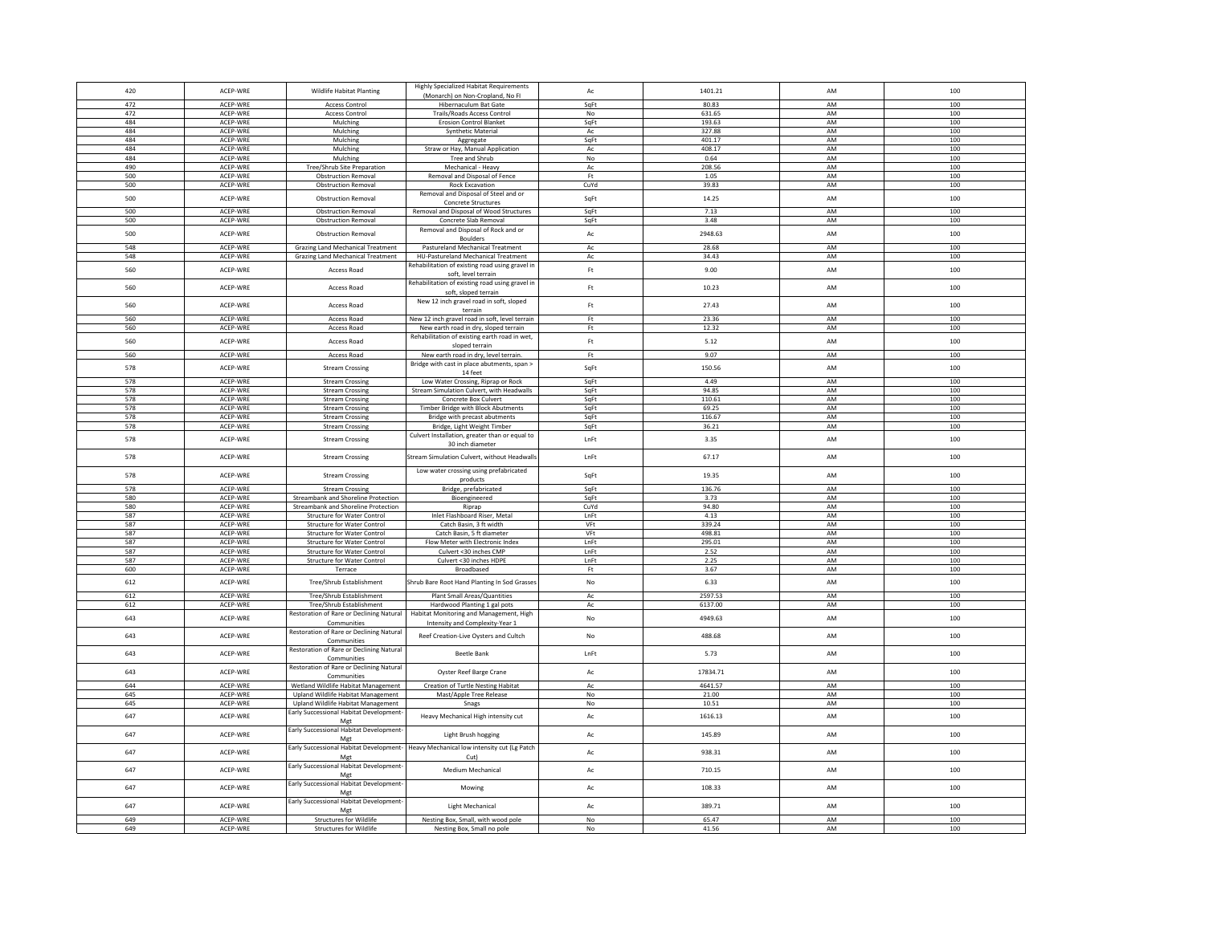| | | | | | | | |
|---|---|---|---|---|---|---|---|
| 420 | ACEP-WRE | Wildlife Habitat Planting | Highly Specialized Habitat Requirements (Monarch) on Non-Cropland, No FI | Ac | 1401.21 | AM | 100 |
| 472 | ACEP-WRE | Access Control | Hibernaculum Bat Gate | SqFt | 80.83 | AM | 100 |
| 472 | ACEP-WRE | Access Control | Trails/Roads Access Control | No | 631.65 | AM | 100 |
| 484 | ACEP-WRE | Mulching | Erosion Control Blanket | SqFt | 193.63 | AM | 100 |
| 484 | ACEP-WRE | Mulching | Synthetic Material | Ac | 327.88 | AM | 100 |
| 484 | ACEP-WRE | Mulching | Aggregate | SqFt | 401.17 | AM | 100 |
| 484 | ACEP-WRE | Mulching | Straw or Hay, Manual Application | Ac | 408.17 | AM | 100 |
| 484 | ACEP-WRE | Mulching | Tree and Shrub | No | 0.64 | AM | 100 |
| 490 | ACEP-WRE | Tree/Shrub Site Preparation | Mechanical - Heavy | Ac | 208.56 | AM | 100 |
| 500 | ACEP-WRE | Obstruction Removal | Removal and Disposal of Fence | Ft | 1.05 | AM | 100 |
| 500 | ACEP-WRE | Obstruction Removal | Rock Excavation | CuYd | 39.83 | AM | 100 |
| 500 | ACEP-WRE | Obstruction Removal | Removal and Disposal of Steel and or Concrete Structures | SqFt | 14.25 | AM | 100 |
| 500 | ACEP-WRE | Obstruction Removal | Removal and Disposal of Wood Structures | SqFt | 7.13 | AM | 100 |
| 500 | ACEP-WRE | Obstruction Removal | Concrete Slab Removal | SqFt | 3.48 | AM | 100 |
| 500 | ACEP-WRE | Obstruction Removal | Removal and Disposal of Rock and or Boulders | Ac | 2948.63 | AM | 100 |
| 548 | ACEP-WRE | Grazing Land Mechanical Treatment | Pastureland Mechanical Treatment | Ac | 28.68 | AM | 100 |
| 548 | ACEP-WRE | Grazing Land Mechanical Treatment | HU-Pastureland Mechanical Treatment | Ac | 34.43 | AM | 100 |
| 560 | ACEP-WRE | Access Road | Rehabilitation of existing road using gravel in soft, level terrain | Ft | 9.00 | AM | 100 |
| 560 | ACEP-WRE | Access Road | Rehabilitation of existing road using gravel in soft, sloped terrain | Ft | 10.23 | AM | 100 |
| 560 | ACEP-WRE | Access Road | New 12 inch gravel road in soft, sloped terrain | Ft | 27.43 | AM | 100 |
| 560 | ACEP-WRE | Access Road | New 12 inch gravel road in soft, level terrain | Ft | 23.36 | AM | 100 |
| 560 | ACEP-WRE | Access Road | New earth road in dry, sloped terrain | Ft | 12.32 | AM | 100 |
| 560 | ACEP-WRE | Access Road | Rehabilitation of existing earth road in wet, sloped terrain | Ft | 5.12 | AM | 100 |
| 560 | ACEP-WRE | Access Road | New earth road in dry, level terrain. | Ft | 9.07 | AM | 100 |
| 578 | ACEP-WRE | Stream Crossing | Bridge with cast in place abutments, span > 14 feet | SqFt | 150.56 | AM | 100 |
| 578 | ACEP-WRE | Stream Crossing | Low Water Crossing, Riprap or Rock | SqFt | 4.49 | AM | 100 |
| 578 | ACEP-WRE | Stream Crossing | Stream Simulation Culvert, with Headwalls | SqFt | 94.85 | AM | 100 |
| 578 | ACEP-WRE | Stream Crossing | Concrete Box Culvert | SqFt | 110.61 | AM | 100 |
| 578 | ACEP-WRE | Stream Crossing | Timber Bridge with Block Abutments | SqFt | 69.25 | AM | 100 |
| 578 | ACEP-WRE | Stream Crossing | Bridge with precast abutments | SqFt | 116.67 | AM | 100 |
| 578 | ACEP-WRE | Stream Crossing | Bridge, Light Weight Timber | SqFt | 36.21 | AM | 100 |
| 578 | ACEP-WRE | Stream Crossing | Culvert Installation, greater than or equal to 30 inch diameter | LnFt | 3.35 | AM | 100 |
| 578 | ACEP-WRE | Stream Crossing | Stream Simulation Culvert, without Headwalls | LnFt | 67.17 | AM | 100 |
| 578 | ACEP-WRE | Stream Crossing | Low water crossing using prefabricated products | SqFt | 19.35 | AM | 100 |
| 578 | ACEP-WRE | Stream Crossing | Bridge, prefabricated | SqFt | 136.76 | AM | 100 |
| 580 | ACEP-WRE | Streambank and Shoreline Protection | Bioengineered | SqFt | 3.73 | AM | 100 |
| 580 | ACEP-WRE | Streambank and Shoreline Protection | Riprap | CuYd | 94.80 | AM | 100 |
| 587 | ACEP-WRE | Structure for Water Control | Inlet Flashboard Riser, Metal | LnFt | 4.13 | AM | 100 |
| 587 | ACEP-WRE | Structure for Water Control | Catch Basin, 3 ft width | VFt | 339.24 | AM | 100 |
| 587 | ACEP-WRE | Structure for Water Control | Catch Basin, 5 ft diameter | VFt | 498.81 | AM | 100 |
| 587 | ACEP-WRE | Structure for Water Control | Flow Meter with Electronic Index | LnFt | 295.01 | AM | 100 |
| 587 | ACEP-WRE | Structure for Water Control | Culvert <30 inches CMP | LnFt | 2.52 | AM | 100 |
| 587 | ACEP-WRE | Structure for Water Control | Culvert <30 inches HDPE | LnFt | 2.25 | AM | 100 |
| 600 | ACEP-WRE | Terrace | Broadbased | Ft | 3.67 | AM | 100 |
| 612 | ACEP-WRE | Tree/Shrub Establishment | Shrub Bare Root Hand Planting In Sod Grasses | No | 6.33 | AM | 100 |
| 612 | ACEP-WRE | Tree/Shrub Establishment | Plant Small Areas/Quantities | Ac | 2597.53 | AM | 100 |
| 612 | ACEP-WRE | Tree/Shrub Establishment | Hardwood Planting 1 gal pots | Ac | 6137.00 | AM | 100 |
| 643 | ACEP-WRE | Restoration of Rare or Declining Natural Communities | Habitat Monitoring and Management, High Intensity and Complexity-Year 1 | No | 4949.63 | AM | 100 |
| 643 | ACEP-WRE | Restoration of Rare or Declining Natural Communities | Reef Creation-Live Oysters and Cultch | No | 488.68 | AM | 100 |
| 643 | ACEP-WRE | Restoration of Rare or Declining Natural Communities | Beetle Bank | LnFt | 5.73 | AM | 100 |
| 643 | ACEP-WRE | Restoration of Rare or Declining Natural Communities | Oyster Reef Barge Crane | Ac | 17834.71 | AM | 100 |
| 644 | ACEP-WRE | Wetland Wildlife Habitat Management | Creation of Turtle Nesting Habitat | Ac | 4641.57 | AM | 100 |
| 645 | ACEP-WRE | Upland Wildlife Habitat Management | Mast/Apple Tree Release | No | 21.00 | AM | 100 |
| 645 | ACEP-WRE | Upland Wildlife Habitat Management | Snags | No | 10.51 | AM | 100 |
| 647 | ACEP-WRE | Early Successional Habitat Development-Mgt | Heavy Mechanical High intensity cut | Ac | 1616.13 | AM | 100 |
| 647 | ACEP-WRE | Early Successional Habitat Development-Mgt | Light Brush hogging | Ac | 145.89 | AM | 100 |
| 647 | ACEP-WRE | Early Successional Habitat Development-Mgt | Heavy Mechanical low intensity cut (Lg Patch Cut) | Ac | 938.31 | AM | 100 |
| 647 | ACEP-WRE | Early Successional Habitat Development-Mgt | Medium Mechanical | Ac | 710.15 | AM | 100 |
| 647 | ACEP-WRE | Early Successional Habitat Development-Mgt | Mowing | Ac | 108.33 | AM | 100 |
| 647 | ACEP-WRE | Early Successional Habitat Development-Mgt | Light Mechanical | Ac | 389.71 | AM | 100 |
| 649 | ACEP-WRE | Structures for Wildlife | Nesting Box, Small, with wood pole | No | 65.47 | AM | 100 |
| 649 | ACEP-WRE | Structures for Wildlife | Nesting Box, Small no pole | No | 41.56 | AM | 100 |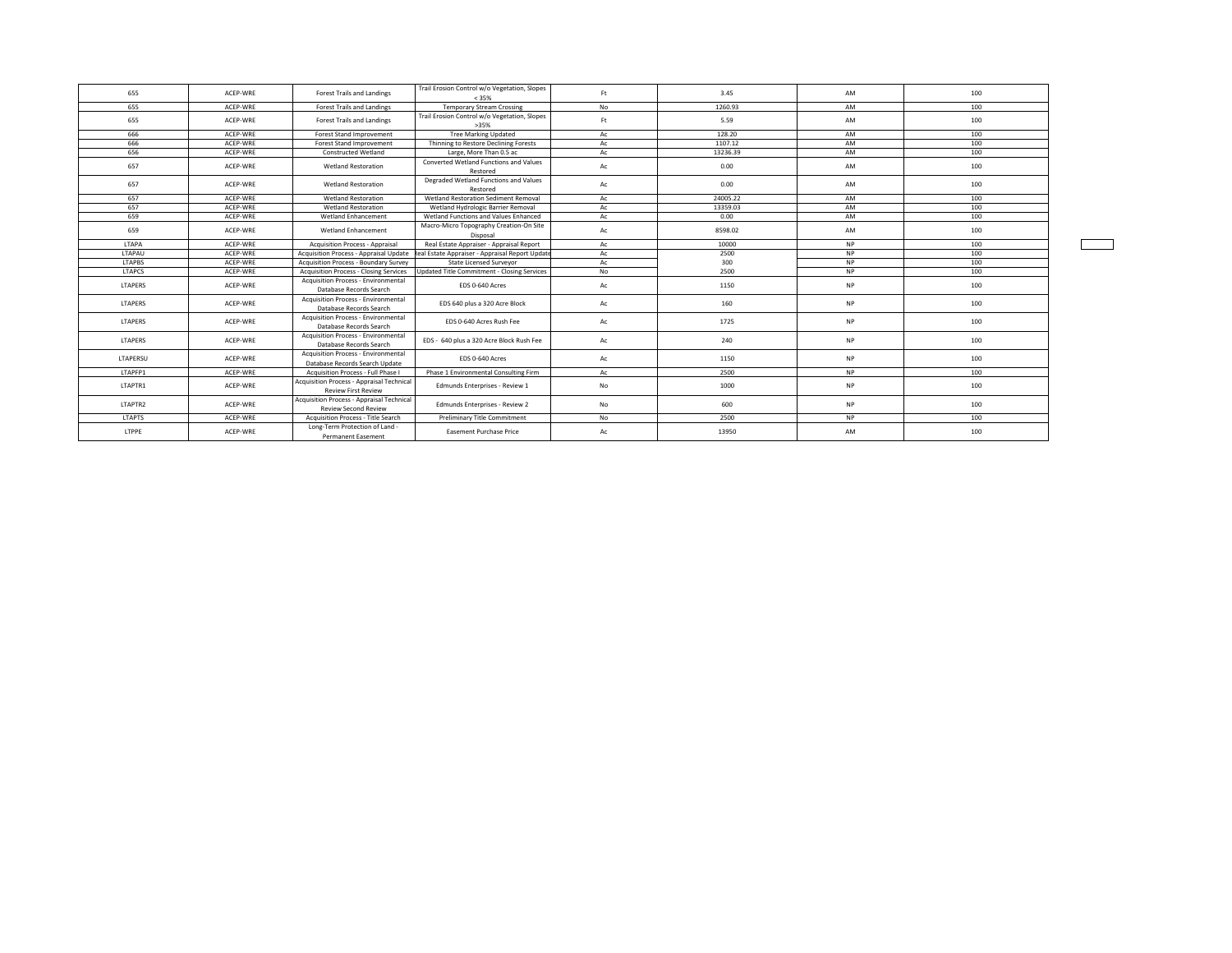| | | | | | | | |
|---|---|---|---|---|---|---|---|
| 655 | ACEP-WRE | Forest Trails and Landings | Trail Erosion Control w/o Vegetation, Slopes < 35% | Ft | 3.45 | AM | 100 |
| 655 | ACEP-WRE | Forest Trails and Landings | Temporary Stream Crossing | No | 1260.93 | AM | 100 |
| 655 | ACEP-WRE | Forest Trails and Landings | Trail Erosion Control w/o Vegetation, Slopes >35% | Ft | 5.59 | AM | 100 |
| 666 | ACEP-WRE | Forest Stand Improvement | Tree Marking Updated | Ac | 128.20 | AM | 100 |
| 666 | ACEP-WRE | Forest Stand Improvement | Thinning to Restore Declining Forests | Ac | 1107.12 | AM | 100 |
| 656 | ACEP-WRE | Constructed Wetland | Large, More Than 0.5 ac | Ac | 13236.39 | AM | 100 |
| 657 | ACEP-WRE | Wetland Restoration | Converted Wetland Functions and Values Restored | Ac | 0.00 | AM | 100 |
| 657 | ACEP-WRE | Wetland Restoration | Degraded Wetland Functions and Values Restored | Ac | 0.00 | AM | 100 |
| 657 | ACEP-WRE | Wetland Restoration | Wetland Restoration Sediment Removal | Ac | 24005.22 | AM | 100 |
| 657 | ACEP-WRE | Wetland Restoration | Wetland Hydrologic Barrier Removal | Ac | 13359.03 | AM | 100 |
| 659 | ACEP-WRE | Wetland Enhancement | Wetland Functions and Values Enhanced | Ac | 0.00 | AM | 100 |
| 659 | ACEP-WRE | Wetland Enhancement | Macro-Micro Topography Creation-On Site Disposal | Ac | 8598.02 | AM | 100 |
| LTAPA | ACEP-WRE | Acquisition Process - Appraisal | Real Estate Appraiser - Appraisal Report | Ac | 10000 | NP | 100 |
| LTAPAU | ACEP-WRE | Acquisition Process - Appraisal Update | Real Estate Appraiser - Appraisal Report Update | Ac | 2500 | NP | 100 |
| LTAPBS | ACEP-WRE | Acquisition Process - Boundary Survey | State Licensed Surveyor | Ac | 300 | NP | 100 |
| LTAPCS | ACEP-WRE | Acquisition Process - Closing Services | Updated Title Commitment - Closing Services | No | 2500 | NP | 100 |
| LTAPERS | ACEP-WRE | Acquisition Process - Environmental Database Records Search | EDS 0-640 Acres | Ac | 1150 | NP | 100 |
| LTAPERS | ACEP-WRE | Acquisition Process - Environmental Database Records Search | EDS 640 plus a 320 Acre Block | Ac | 160 | NP | 100 |
| LTAPERS | ACEP-WRE | Acquisition Process - Environmental Database Records Search | EDS 0-640 Acres Rush Fee | Ac | 1725 | NP | 100 |
| LTAPERS | ACEP-WRE | Acquisition Process - Environmental Database Records Search | EDS - 640 plus a 320 Acre Block Rush Fee | Ac | 240 | NP | 100 |
| LTAPERSU | ACEP-WRE | Acquisition Process - Environmental Database Records Search Update | EDS 0-640 Acres | Ac | 1150 | NP | 100 |
| LTAPFP1 | ACEP-WRE | Acquisition Process - Full Phase I | Phase 1 Environmental Consulting Firm | Ac | 2500 | NP | 100 |
| LTAPTR1 | ACEP-WRE | Acquisition Process - Appraisal Technical Review First Review | Edmunds Enterprises - Review 1 | No | 1000 | NP | 100 |
| LTAPTR2 | ACEP-WRE | Acquisition Process - Appraisal Technical Review Second Review | Edmunds Enterprises - Review 2 | No | 600 | NP | 100 |
| LTAPTS | ACEP-WRE | Acquisition Process - Title Search | Preliminary Title Commitment | No | 2500 | NP | 100 |
| LTPPE | ACEP-WRE | Long-Term Protection of Land - Permanent Easement | Easement Purchase Price | Ac | 13950 | AM | 100 |